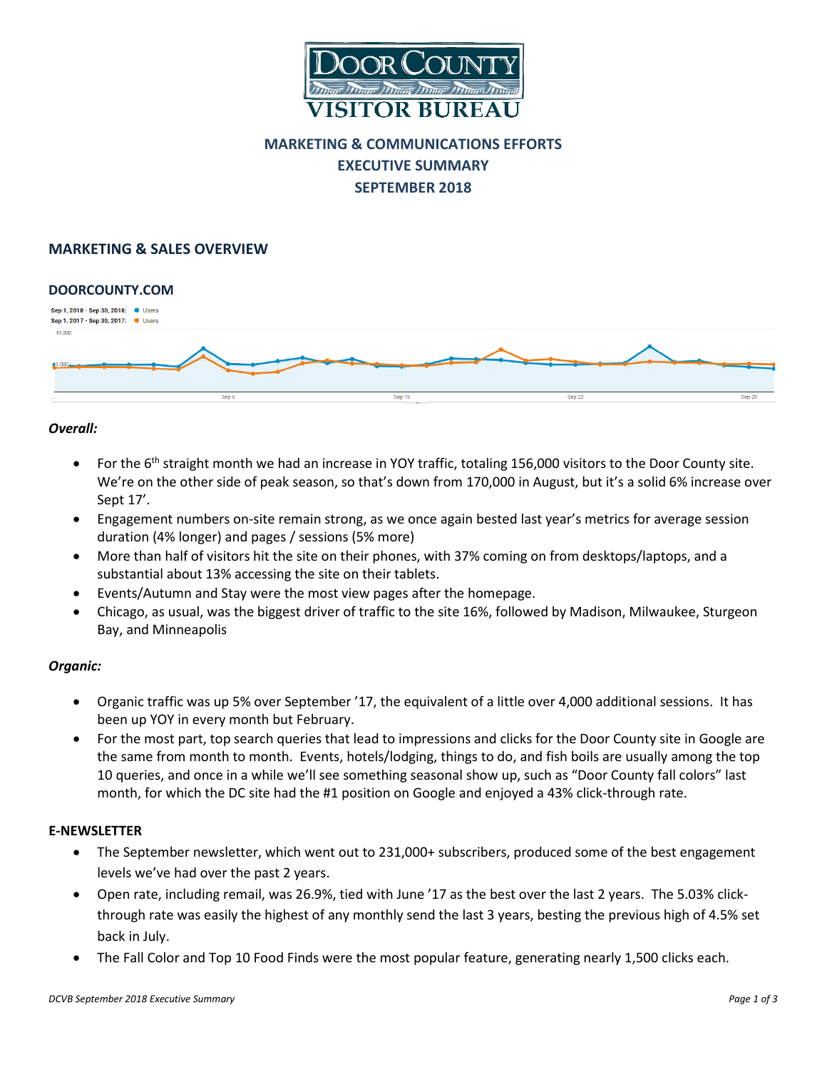# DOOR COUNTY VISITOR BUREAU

## MARKETING & COMMUNICATIONS EFFORTS
## EXECUTIVE SUMMARY
## SEPTEMBER 2018

## MARKETING & SALES OVERVIEW

### DOORCOUNTY.COM

Sep 1, 2018 - Sep 30, 2018: ● Users
Sep 1, 2017 - Sep 30, 2017: ● Users

*Overall:*

- For the 6th straight month we had an increase in YOY traffic, totaling 156,000 visitors to the Door County site. We're on the other side of peak season, so that's down from 170,000 in August, but it's a solid 6% increase over Sept 17'.
- Engagement numbers on-site remain strong, as we once again bested last year's metrics for average session duration (4% longer) and pages / sessions (5% more)
- More than half of visitors hit the site on their phones, with 37% coming on from desktops/laptops, and a substantial about 13% accessing the site on their tablets.
- Events/Autumn and Stay were the most view pages after the homepage.
- Chicago, as usual, was the biggest driver of traffic to the site 16%, followed by Madison, Milwaukee, Sturgeon Bay, and Minneapolis

*Organic:*

- Organic traffic was up 5% over September '17, the equivalent of a little over 4,000 additional sessions. It has been up YOY in every month but February.
- For the most part, top search queries that lead to impressions and clicks for the Door County site in Google are the same from month to month. Events, hotels/lodging, things to do, and fish boils are usually among the top 10 queries, and once in a while we'll see something seasonal show up, such as "Door County fall colors" last month, for which the DC site had the #1 position on Google and enjoyed a 43% click-through rate.

### E-NEWSLETTER

- The September newsletter, which went out to 231,000+ subscribers, produced some of the best engagement levels we've had over the past 2 years.
- Open rate, including remail, was 26.9%, tied with June '17 as the best over the last 2 years. The 5.03% click-through rate was easily the highest of any monthly send the last 3 years, besting the previous high of 4.5% set back in July.
- The Fall Color and Top 10 Food Finds were the most popular feature, generating nearly 1,500 clicks each.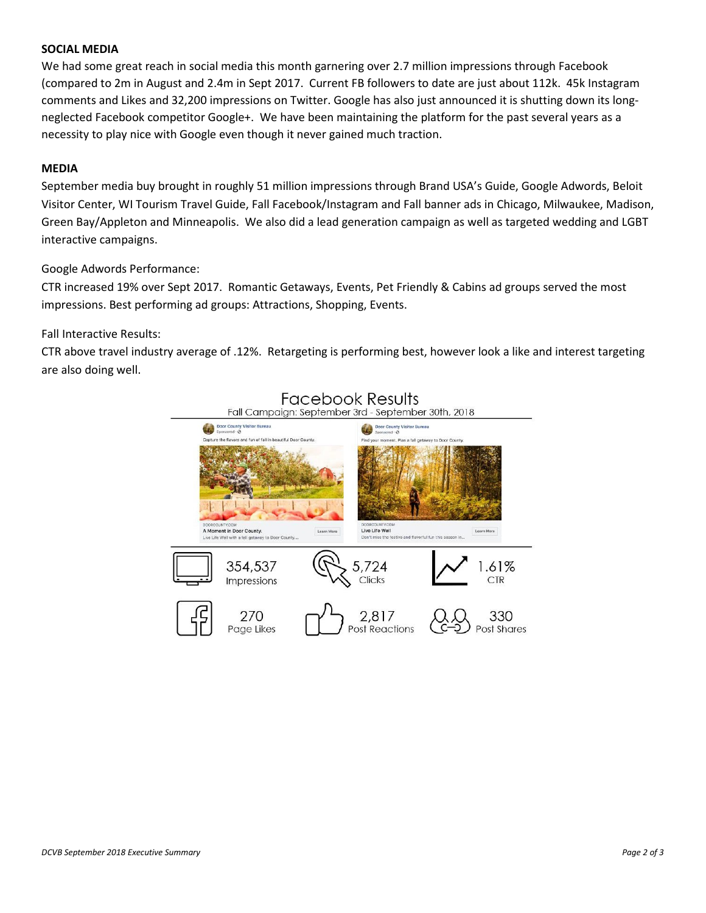**SOCIAL MEDIA**

We had some great reach in social media this month garnering over 2.7 million impressions through Facebook (compared to 2m in August and 2.4m in Sept 2017. Current FB followers to date are just about 112k. 45k Instagram comments and Likes and 32,200 impressions on Twitter. Google has also just announced it is shutting down its long-neglected Facebook competitor Google+. We have been maintaining the platform for the past several years as a necessity to play nice with Google even though it never gained much traction.

**MEDIA**

September media buy brought in roughly 51 million impressions through Brand USA's Guide, Google Adwords, Beloit Visitor Center, WI Tourism Travel Guide, Fall Facebook/Instagram and Fall banner ads in Chicago, Milwaukee, Madison, Green Bay/Appleton and Minneapolis. We also did a lead generation campaign as well as targeted wedding and LGBT interactive campaigns.

Google Adwords Performance:

CTR increased 19% over Sept 2017. Romantic Getaways, Events, Pet Friendly & Cabins ad groups served the most impressions. Best performing ad groups: Attractions, Shopping, Events.

Fall Interactive Results:

CTR above travel industry average of .12%. Retargeting is performing best, however look a like and interest targeting are also doing well.

## Facebook Results

Fall Campaign: September 3rd - September 30th, 2018

| 354,537 Impressions | 5,724 Clicks | 1.61% CTR |
|---|---|---|
| 270 Page Likes | 2,817 Post Reactions | 330 Post Shares |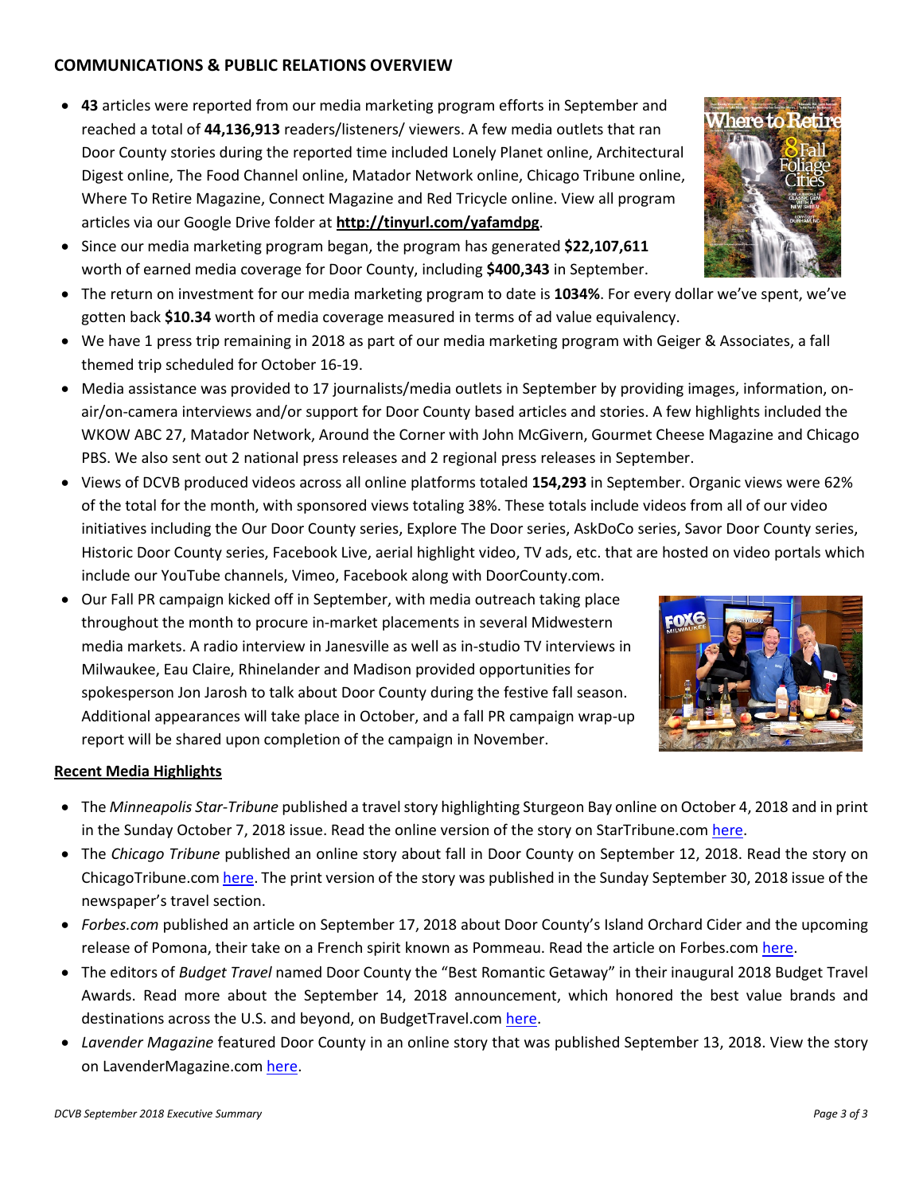## COMMUNICATIONS & PUBLIC RELATIONS OVERVIEW

- **43** articles were reported from our media marketing program efforts in September and reached a total of **44,136,913** readers/listeners/ viewers. A few media outlets that ran Door County stories during the reported time included Lonely Planet online, Architectural Digest online, The Food Channel online, Matador Network online, Chicago Tribune online, Where To Retire Magazine, Connect Magazine and Red Tricycle online. View all program articles via our Google Drive folder at **http://tinyurl.com/yafamdpg**.
- Since our media marketing program began, the program has generated **$22,107,611** worth of earned media coverage for Door County, including **$400,343** in September.
- The return on investment for our media marketing program to date is **1034%**. For every dollar we've spent, we've gotten back **$10.34** worth of media coverage measured in terms of ad value equivalency.
- We have 1 press trip remaining in 2018 as part of our media marketing program with Geiger & Associates, a fall themed trip scheduled for October 16-19.
- Media assistance was provided to 17 journalists/media outlets in September by providing images, information, on-air/on-camera interviews and/or support for Door County based articles and stories. A few highlights included the WKOW ABC 27, Matador Network, Around the Corner with John McGivern, Gourmet Cheese Magazine and Chicago PBS. We also sent out 2 national press releases and 2 regional press releases in September.
- Views of DCVB produced videos across all online platforms totaled **154,293** in September. Organic views were 62% of the total for the month, with sponsored views totaling 38%. These totals include videos from all of our video initiatives including the Our Door County series, Explore The Door series, AskDoCo series, Savor Door County series, Historic Door County series, Facebook Live, aerial highlight video, TV ads, etc. that are hosted on video portals which include our YouTube channels, Vimeo, Facebook along with DoorCounty.com.
- Our Fall PR campaign kicked off in September, with media outreach taking place throughout the month to procure in-market placements in several Midwestern media markets. A radio interview in Janesville as well as in-studio TV interviews in Milwaukee, Eau Claire, Rhinelander and Madison provided opportunities for spokesperson Jon Jarosh to talk about Door County during the festive fall season. Additional appearances will take place in October, and a fall PR campaign wrap-up report will be shared upon completion of the campaign in November.

**Recent Media Highlights**

- The *Minneapolis Star-Tribune* published a travel story highlighting Sturgeon Bay online on October 4, 2018 and in print in the Sunday October 7, 2018 issue. Read the online version of the story on StarTribune.com here.
- The *Chicago Tribune* published an online story about fall in Door County on September 12, 2018. Read the story on ChicagoTribune.com here. The print version of the story was published in the Sunday September 30, 2018 issue of the newspaper's travel section.
- *Forbes.com* published an article on September 17, 2018 about Door County's Island Orchard Cider and the upcoming release of Pomona, their take on a French spirit known as Pommeau. Read the article on Forbes.com here.
- The editors of *Budget Travel* named Door County the "Best Romantic Getaway" in their inaugural 2018 Budget Travel Awards. Read more about the September 14, 2018 announcement, which honored the best value brands and destinations across the U.S. and beyond, on BudgetTravel.com here.
- *Lavender Magazine* featured Door County in an online story that was published September 13, 2018. View the story on LavenderMagazine.com here.